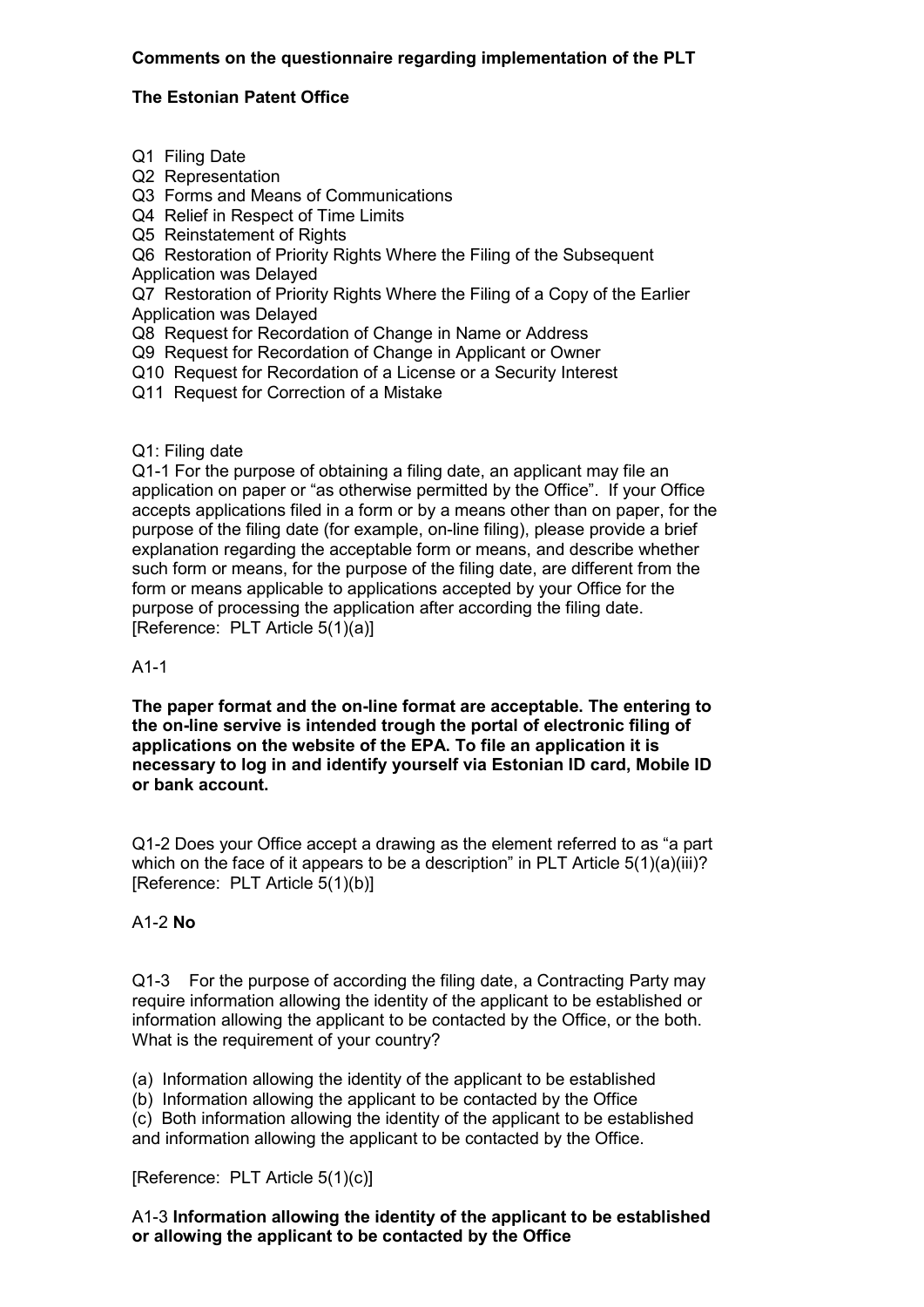**Comments on the questionnaire regarding implementation of the PLT**

**The Estonian Patent Office**

Q1 Filing Date
Q2 Representation
Q3 Forms and Means of Communications
Q4 Relief in Respect of Time Limits
Q5 Reinstatement of Rights
Q6 Restoration of Priority Rights Where the Filing of the Subsequent Application was Delayed
Q7 Restoration of Priority Rights Where the Filing of a Copy of the Earlier Application was Delayed
Q8 Request for Recordation of Change in Name or Address
Q9 Request for Recordation of Change in Applicant or Owner
Q10 Request for Recordation of a License or a Security Interest
Q11 Request for Correction of a Mistake

Q1: Filing date

Q1-1 For the purpose of obtaining a filing date, an applicant may file an application on paper or "as otherwise permitted by the Office". If your Office accepts applications filed in a form or by a means other than on paper, for the purpose of the filing date (for example, on-line filing), please provide a brief explanation regarding the acceptable form or means, and describe whether such form or means, for the purpose of the filing date, are different from the form or means applicable to applications accepted by your Office for the purpose of processing the application after according the filing date. [Reference: PLT Article 5(1)(a)]

A1-1

**The paper format and the on-line format are acceptable. The entering to the on-line servive is intended trough the portal of electronic filing of applications on the website of the EPA. To file an application it is necessary to log in and identify yourself via Estonian ID card, Mobile ID or bank account.**

Q1-2 Does your Office accept a drawing as the element referred to as "a part which on the face of it appears to be a description" in PLT Article 5(1)(a)(iii)? [Reference: PLT Article 5(1)(b)]

A1-2 **No**

Q1-3 For the purpose of according the filing date, a Contracting Party may require information allowing the identity of the applicant to be established or information allowing the applicant to be contacted by the Office, or the both. What is the requirement of your country?

(a) Information allowing the identity of the applicant to be established
(b) Information allowing the applicant to be contacted by the Office
(c) Both information allowing the identity of the applicant to be established and information allowing the applicant to be contacted by the Office.

[Reference: PLT Article 5(1)(c)]

A1-3 **Information allowing the identity of the applicant to be established or allowing the applicant to be contacted by the Office**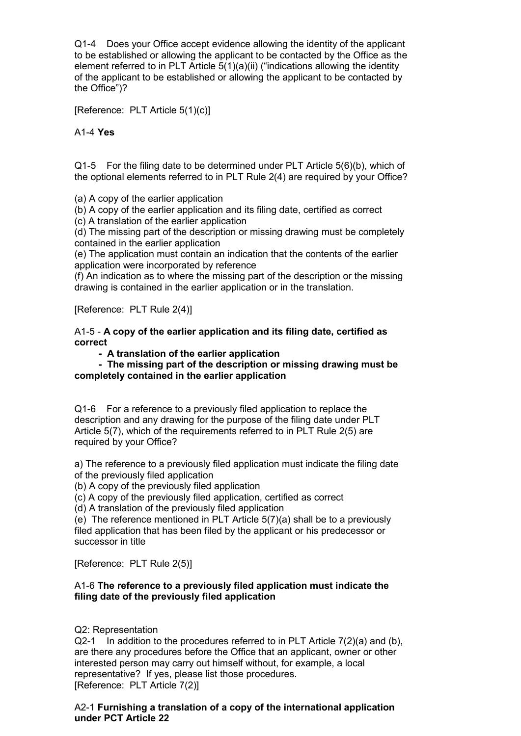Q1-4 Does your Office accept evidence allowing the identity of the applicant to be established or allowing the applicant to be contacted by the Office as the element referred to in PLT Article 5(1)(a)(ii) ("indications allowing the identity of the applicant to be established or allowing the applicant to be contacted by the Office")?

[Reference: PLT Article 5(1)(c)]

A1-4 **Yes**

Q1-5 For the filing date to be determined under PLT Article 5(6)(b), which of the optional elements referred to in PLT Rule 2(4) are required by your Office?

(a) A copy of the earlier application
(b) A copy of the earlier application and its filing date, certified as correct
(c) A translation of the earlier application
(d) The missing part of the description or missing drawing must be completely contained in the earlier application
(e) The application must contain an indication that the contents of the earlier application were incorporated by reference
(f) An indication as to where the missing part of the description or the missing drawing is contained in the earlier application or in the translation.

[Reference: PLT Rule 2(4)]

A1-5 - **A copy of the earlier application and its filing date, certified as correct**

- **A translation of the earlier application**
- **The missing part of the description or missing drawing must be completely contained in the earlier application**

Q1-6 For a reference to a previously filed application to replace the description and any drawing for the purpose of the filing date under PLT Article 5(7), which of the requirements referred to in PLT Rule 2(5) are required by your Office?

a) The reference to a previously filed application must indicate the filing date of the previously filed application
(b) A copy of the previously filed application
(c) A copy of the previously filed application, certified as correct
(d) A translation of the previously filed application
(e) The reference mentioned in PLT Article 5(7)(a) shall be to a previously filed application that has been filed by the applicant or his predecessor or successor in title

[Reference: PLT Rule 2(5)]

A1-6 **The reference to a previously filed application must indicate the filing date of the previously filed application**

Q2: Representation
Q2-1 In addition to the procedures referred to in PLT Article 7(2)(a) and (b), are there any procedures before the Office that an applicant, owner or other interested person may carry out himself without, for example, a local representative? If yes, please list those procedures.
[Reference: PLT Article 7(2)]

A2-1 **Furnishing a translation of a copy of the international application under PCT Article 22**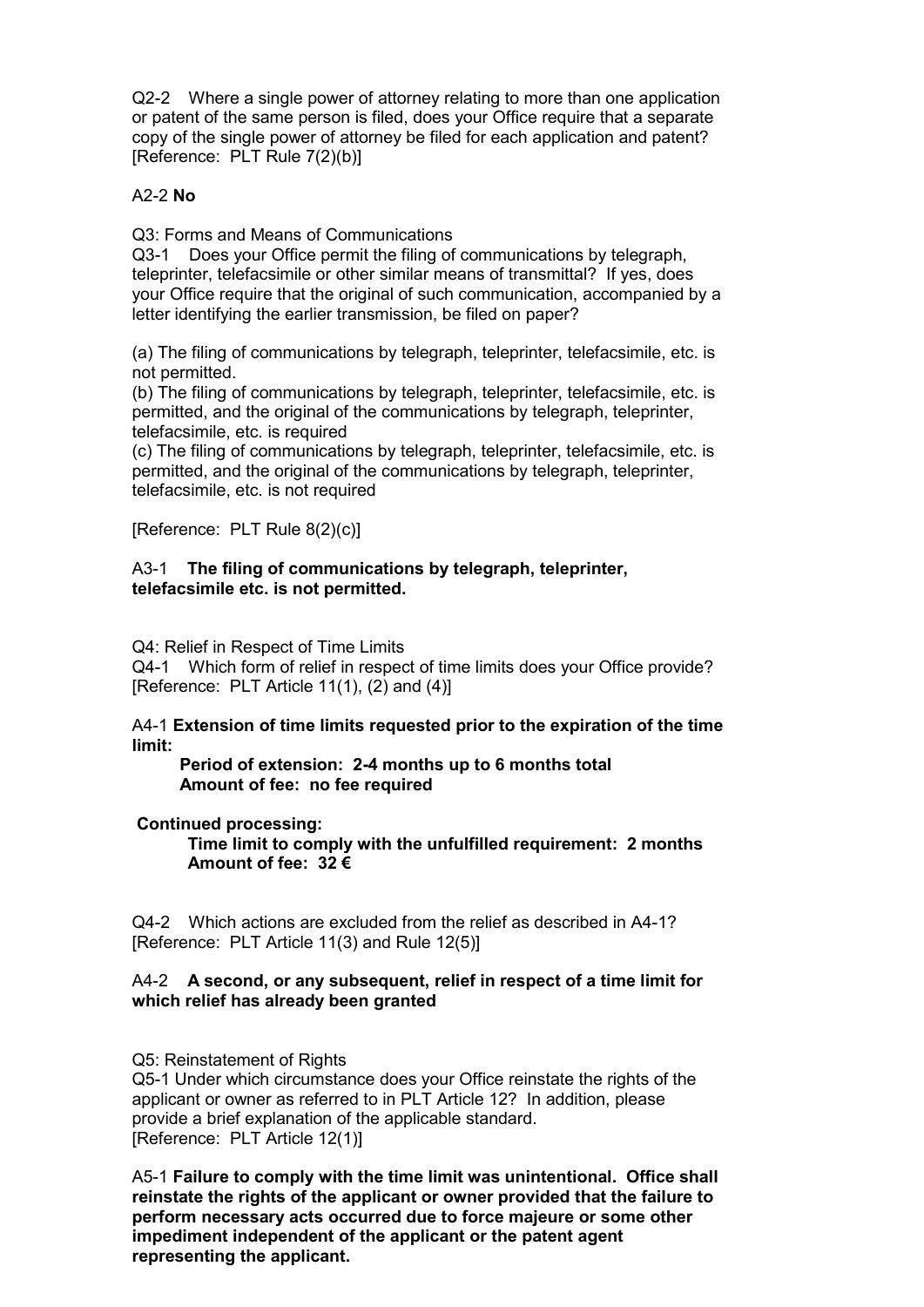Q2-2 Where a single power of attorney relating to more than one application or patent of the same person is filed, does your Office require that a separate copy of the single power of attorney be filed for each application and patent? [Reference: PLT Rule 7(2)(b)]

A2-2 **No**

Q3: Forms and Means of Communications

Q3-1 Does your Office permit the filing of communications by telegraph, teleprinter, telefacsimile or other similar means of transmittal? If yes, does your Office require that the original of such communication, accompanied by a letter identifying the earlier transmission, be filed on paper?

(a) The filing of communications by telegraph, teleprinter, telefacsimile, etc. is not permitted.

(b) The filing of communications by telegraph, teleprinter, telefacsimile, etc. is permitted, and the original of the communications by telegraph, teleprinter, telefacsimile, etc. is required

(c) The filing of communications by telegraph, teleprinter, telefacsimile, etc. is permitted, and the original of the communications by telegraph, teleprinter, telefacsimile, etc. is not required

[Reference: PLT Rule 8(2)(c)]

A3-1 **The filing of communications by telegraph, teleprinter, telefacsimile etc. is not permitted.**

Q4: Relief in Respect of Time Limits

Q4-1 Which form of relief in respect of time limits does your Office provide? [Reference: PLT Article 11(1), (2) and (4)]

A4-1 **Extension of time limits requested prior to the expiration of the time limit:**

**Period of extension: 2-4 months up to 6 months total**
**Amount of fee: no fee required**

**Continued processing:**

**Time limit to comply with the unfulfilled requirement: 2 months**
**Amount of fee: 32 €**

Q4-2 Which actions are excluded from the relief as described in A4-1? [Reference: PLT Article 11(3) and Rule 12(5)]

A4-2 **A second, or any subsequent, relief in respect of a time limit for which relief has already been granted**

Q5: Reinstatement of Rights

Q5-1 Under which circumstance does your Office reinstate the rights of the applicant or owner as referred to in PLT Article 12? In addition, please provide a brief explanation of the applicable standard. [Reference: PLT Article 12(1)]

A5-1 **Failure to comply with the time limit was unintentional. Office shall reinstate the rights of the applicant or owner provided that the failure to perform necessary acts occurred due to force majeure or some other impediment independent of the applicant or the patent agent representing the applicant.**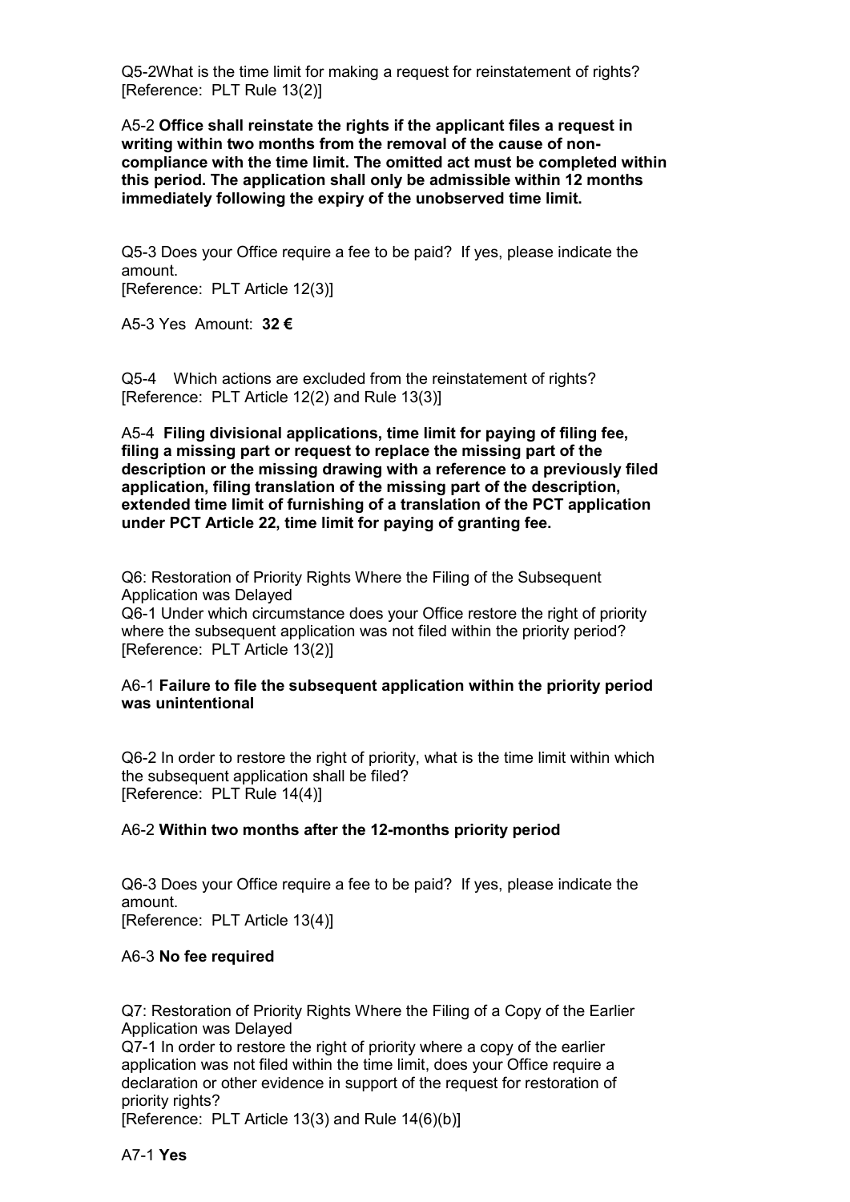Q5-2What is the time limit for making a request for reinstatement of rights?
[Reference: PLT Rule 13(2)]

A5-2 **Office shall reinstate the rights if the applicant files a request in writing within two months from the removal of the cause of non-compliance with the time limit. The omitted act must be completed within this period. The application shall only be admissible within 12 months immediately following the expiry of the unobserved time limit.**

Q5-3 Does your Office require a fee to be paid? If yes, please indicate the amount.
[Reference: PLT Article 12(3)]

A5-3 Yes Amount: **32 €**

Q5-4 Which actions are excluded from the reinstatement of rights?
[Reference: PLT Article 12(2) and Rule 13(3)]

A5-4 **Filing divisional applications, time limit for paying of filing fee, filing a missing part or request to replace the missing part of the description or the missing drawing with a reference to a previously filed application, filing translation of the missing part of the description, extended time limit of furnishing of a translation of the PCT application under PCT Article 22, time limit for paying of granting fee.**

Q6: Restoration of Priority Rights Where the Filing of the Subsequent Application was Delayed
Q6-1 Under which circumstance does your Office restore the right of priority where the subsequent application was not filed within the priority period?
[Reference: PLT Article 13(2)]

A6-1 **Failure to file the subsequent application within the priority period was unintentional**

Q6-2 In order to restore the right of priority, what is the time limit within which the subsequent application shall be filed?
[Reference: PLT Rule 14(4)]

A6-2 **Within two months after the 12-months priority period**

Q6-3 Does your Office require a fee to be paid? If yes, please indicate the amount.
[Reference: PLT Article 13(4)]

A6-3 **No fee required**

Q7: Restoration of Priority Rights Where the Filing of a Copy of the Earlier Application was Delayed
Q7-1 In order to restore the right of priority where a copy of the earlier application was not filed within the time limit, does your Office require a declaration or other evidence in support of the request for restoration of priority rights?
[Reference: PLT Article 13(3) and Rule 14(6)(b)]

A7-1 **Yes**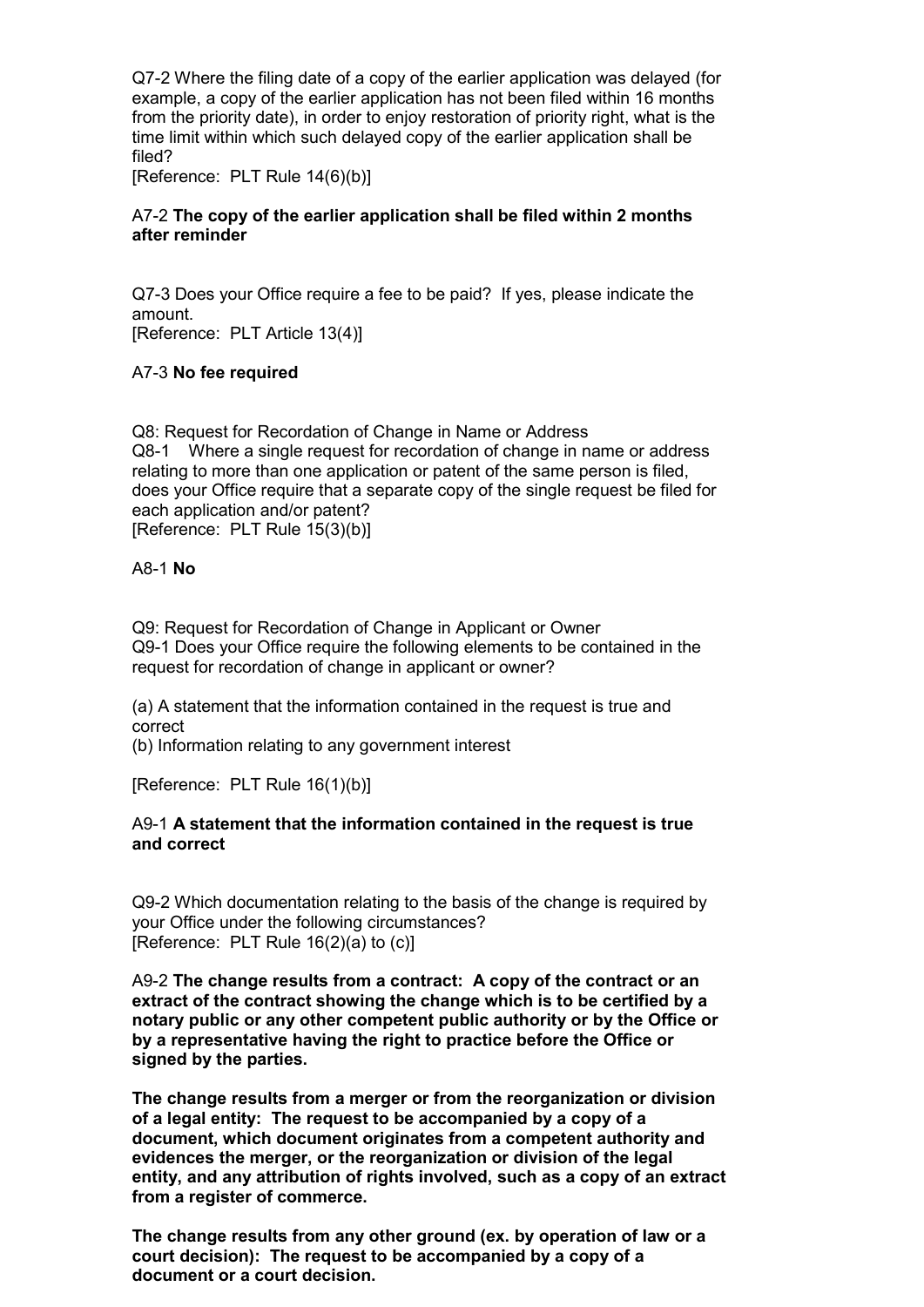Q7-2 Where the filing date of a copy of the earlier application was delayed (for example, a copy of the earlier application has not been filed within 16 months from the priority date), in order to enjoy restoration of priority right, what is the time limit within which such delayed copy of the earlier application shall be filed?
[Reference: PLT Rule 14(6)(b)]

A7-2 **The copy of the earlier application shall be filed within 2 months after reminder**

Q7-3 Does your Office require a fee to be paid? If yes, please indicate the amount.
[Reference: PLT Article 13(4)]

A7-3 **No fee required**

Q8: Request for Recordation of Change in Name or Address
Q8-1 Where a single request for recordation of change in name or address relating to more than one application or patent of the same person is filed, does your Office require that a separate copy of the single request be filed for each application and/or patent?
[Reference: PLT Rule 15(3)(b)]

A8-1 **No**

Q9: Request for Recordation of Change in Applicant or Owner
Q9-1 Does your Office require the following elements to be contained in the request for recordation of change in applicant or owner?

(a) A statement that the information contained in the request is true and correct
(b) Information relating to any government interest

[Reference: PLT Rule 16(1)(b)]

A9-1 **A statement that the information contained in the request is true and correct**

Q9-2 Which documentation relating to the basis of the change is required by your Office under the following circumstances?
[Reference: PLT Rule 16(2)(a) to (c)]

A9-2 **The change results from a contract: A copy of the contract or an extract of the contract showing the change which is to be certified by a notary public or any other competent public authority or by the Office or by a representative having the right to practice before the Office or signed by the parties.**

**The change results from a merger or from the reorganization or division of a legal entity: The request to be accompanied by a copy of a document, which document originates from a competent authority and evidences the merger, or the reorganization or division of the legal entity, and any attribution of rights involved, such as a copy of an extract from a register of commerce.**

**The change results from any other ground (ex. by operation of law or a court decision): The request to be accompanied by a copy of a document or a court decision.**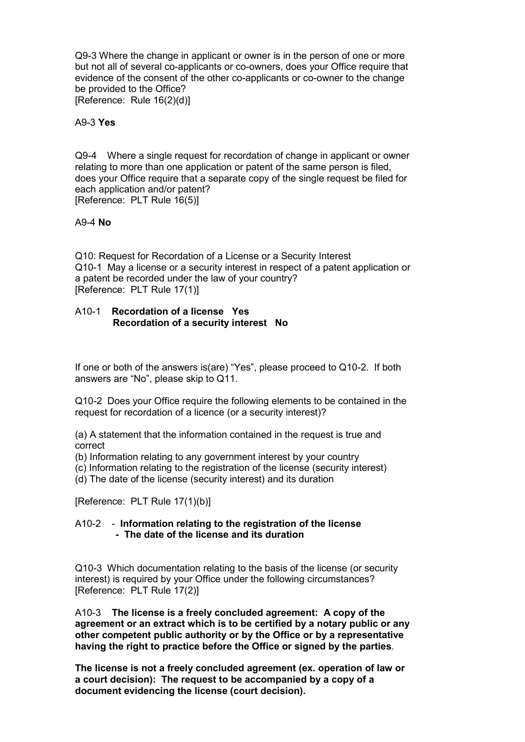Q9-3 Where the change in applicant or owner is in the person of one or more but not all of several co-applicants or co-owners, does your Office require that evidence of the consent of the other co-applicants or co-owner to the change be provided to the Office?
[Reference: Rule 16(2)(d)]

A9-3 **Yes**

Q9-4 Where a single request for recordation of change in applicant or owner relating to more than one application or patent of the same person is filed, does your Office require that a separate copy of the single request be filed for each application and/or patent?
[Reference: PLT Rule 16(5)]

A9-4 **No**

Q10: Request for Recordation of a License or a Security Interest
Q10-1 May a license or a security interest in respect of a patent application or a patent be recorded under the law of your country?
[Reference: PLT Rule 17(1)]

A10-1 **Recordation of a license Yes**
**Recordation of a security interest No**

If one or both of the answers is(are) "Yes", please proceed to Q10-2. If both answers are "No", please skip to Q11.

Q10-2 Does your Office require the following elements to be contained in the request for recordation of a licence (or a security interest)?

(a) A statement that the information contained in the request is true and correct
(b) Information relating to any government interest by your country
(c) Information relating to the registration of the license (security interest)
(d) The date of the license (security interest) and its duration

[Reference: PLT Rule 17(1)(b)]

A10-2
- **Information relating to the registration of the license**
- **The date of the license and its duration**

Q10-3 Which documentation relating to the basis of the license (or security interest) is required by your Office under the following circumstances?
[Reference: PLT Rule 17(2)]

A10-3 **The license is a freely concluded agreement: A copy of the agreement or an extract which is to be certified by a notary public or any other competent public authority or by the Office or by a representative having the right to practice before the Office or signed by the parties**.

**The license is not a freely concluded agreement (ex. operation of law or a court decision): The request to be accompanied by a copy of a document evidencing the license (court decision).**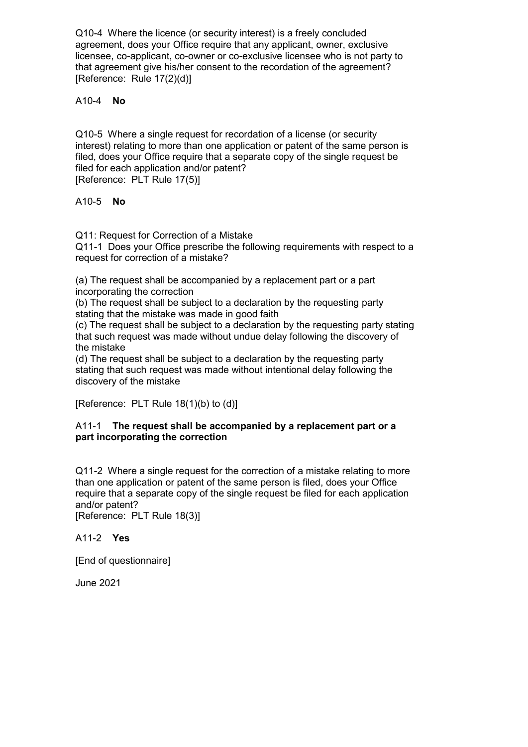Q10-4 Where the licence (or security interest) is a freely concluded agreement, does your Office require that any applicant, owner, exclusive licensee, co-applicant, co-owner or co-exclusive licensee who is not party to that agreement give his/her consent to the recordation of the agreement?
[Reference: Rule 17(2)(d)]

A10-4 **No**

Q10-5 Where a single request for recordation of a license (or security interest) relating to more than one application or patent of the same person is filed, does your Office require that a separate copy of the single request be filed for each application and/or patent?
[Reference: PLT Rule 17(5)]

A10-5 **No**

Q11: Request for Correction of a Mistake
Q11-1 Does your Office prescribe the following requirements with respect to a request for correction of a mistake?

(a) The request shall be accompanied by a replacement part or a part incorporating the correction
(b) The request shall be subject to a declaration by the requesting party stating that the mistake was made in good faith
(c) The request shall be subject to a declaration by the requesting party stating that such request was made without undue delay following the discovery of the mistake
(d) The request shall be subject to a declaration by the requesting party stating that such request was made without intentional delay following the discovery of the mistake

[Reference: PLT Rule 18(1)(b) to (d)]

A11-1 **The request shall be accompanied by a replacement part or a part incorporating the correction**

Q11-2 Where a single request for the correction of a mistake relating to more than one application or patent of the same person is filed, does your Office require that a separate copy of the single request be filed for each application and/or patent?
[Reference: PLT Rule 18(3)]

A11-2 **Yes**

[End of questionnaire]

June 2021